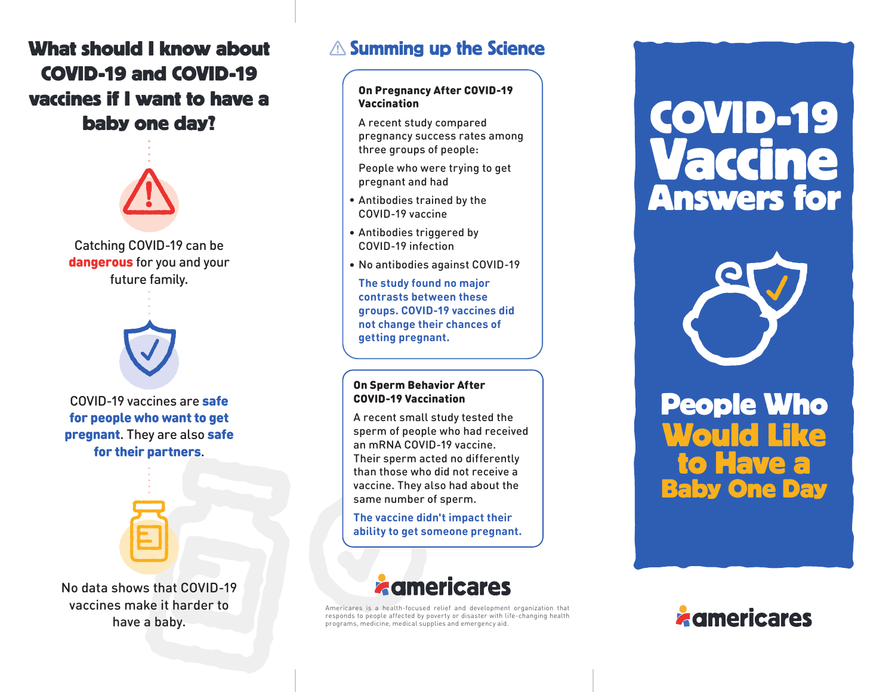# What should I know about COVID-19 and COVID-19 vaccines if I want to have a baby one day?

Catching COVID-19 can be **dangerous** for you and your future family.

COVID-19 vaccines are **safe for people who want to get pregnant**. They are also **safe for their partners**.

No data shows that COVID-19 vaccines make it harder to have a baby.

## Summing up the Science

**On Pregnancy After COVID-19 Vaccination**

A recent study compared pregnancy success rates among three groups of people:

People who were trying to get pregnant and had

- Antibodies trained by the COVID-19 vaccine
- Antibodies triggered by COVID-19 infection
- No antibodies against COVID-19

**The study found no major contrasts between these groups. COVID-19 vaccines did not change their chances of getting pregnant.**

**On Sperm Behavior After COVID-19 Vaccination**

A recent small study tested the sperm of people who had received an mRNA COVID-19 vaccine. Their sperm acted no differently than those who did not receive a vaccine. They also had about the same number of sperm.

**The vaccine didn't impact their ability to get someone pregnant.**

americares

Americares is a health-focused relief and development organization that responds to people affected by poverty or disaster with life-changing health programs, medicine, medical supplies and emergency aid.

# COVID-19 Vaccine Answers for People Who Would Like to Have a Baby One Day

americares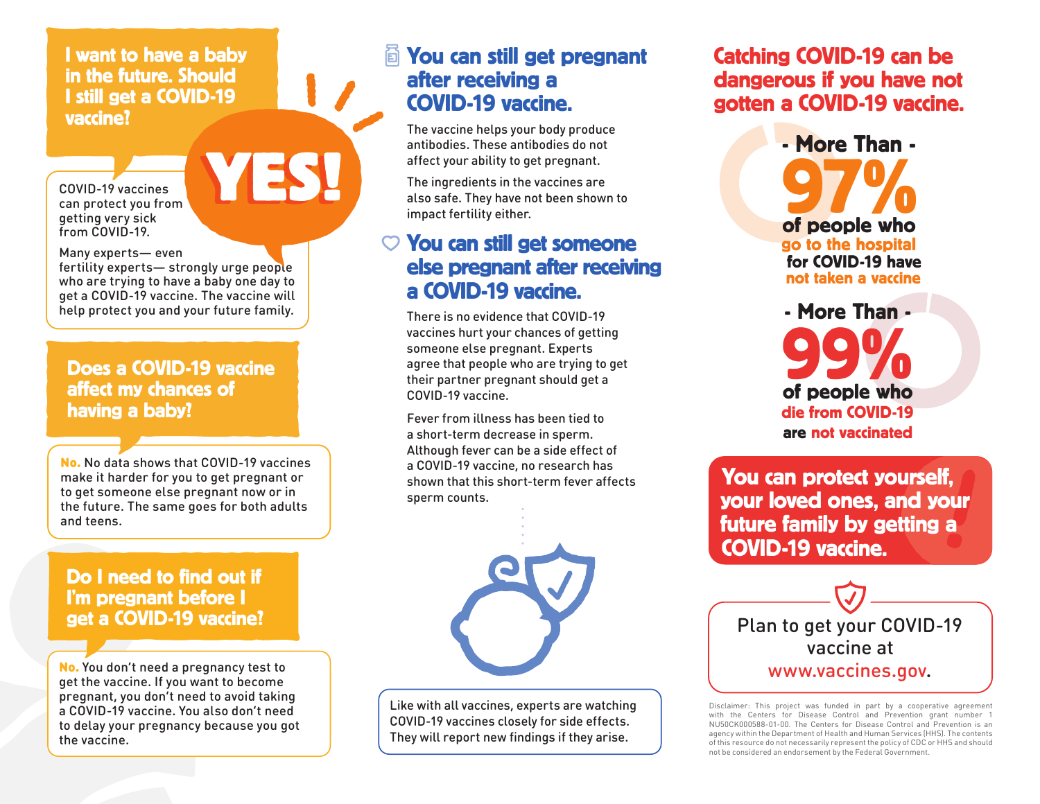## I want to have a baby in the future. Should I still get a COVID-19 vaccine?

**YES!**

COVID-19 vaccines can protect you from getting very sick from COVID-19.

Many experts— even fertility experts— strongly urge people who are trying to have a baby one day to get a COVID-19 vaccine. The vaccine will help protect you and your future family.

## Does a COVID-19 vaccine affect my chances of having a baby?

**No.** No data shows that COVID-19 vaccines make it harder for you to get pregnant or to get someone else pregnant now or in the future. The same goes for both adults and teens.

## Do I need to find out if I'm pregnant before I get a COVID-19 vaccine?

**No.** You don't need a pregnancy test to get the vaccine. If you want to become pregnant, you don't need to avoid taking a COVID-19 vaccine. You also don't need to delay your pregnancy because you got the vaccine.

## You can still get pregnant after receiving a COVID-19 vaccine.

The vaccine helps your body produce antibodies. These antibodies do not affect your ability to get pregnant.

The ingredients in the vaccines are also safe. They have not been shown to impact fertility either.

## You can still get someone else pregnant after receiving a COVID-19 vaccine.

There is no evidence that COVID-19 vaccines hurt your chances of getting someone else pregnant. Experts agree that people who are trying to get their partner pregnant should get a COVID-19 vaccine.

Fever from illness has been tied to a short-term decrease in sperm. Although fever can be a side effect of a COVID-19 vaccine, no research has shown that this short-term fever affects sperm counts.

Like with all vaccines, experts are watching COVID-19 vaccines closely for side effects. They will report new findings if they arise.

## Catching COVID-19 can be dangerous if you have not gotten a COVID-19 vaccine.

**- More Than - 97%** of people who go to the hospital for COVID-19 have not taken a vaccine

**- More Than - 99%** of people who die from COVID-19 are not vaccinated

**You can protect yourself, your loved ones, and your future family by getting a COVID-19 vaccine.**

Plan to get your COVID-19 vaccine at www.vaccines.gov.

Disclaimer: This project was funded in part by a cooperative agreement with the Centers for Disease Control and Prevention grant number 1 NU50CK000588-01-00. The Centers for Disease Control and Prevention is an agency within the Department of Health and Human Services (HHS). The contents of this resource do not necessarily represent the policy of CDC or HHS and should not be considered an endorsement by the Federal Government.